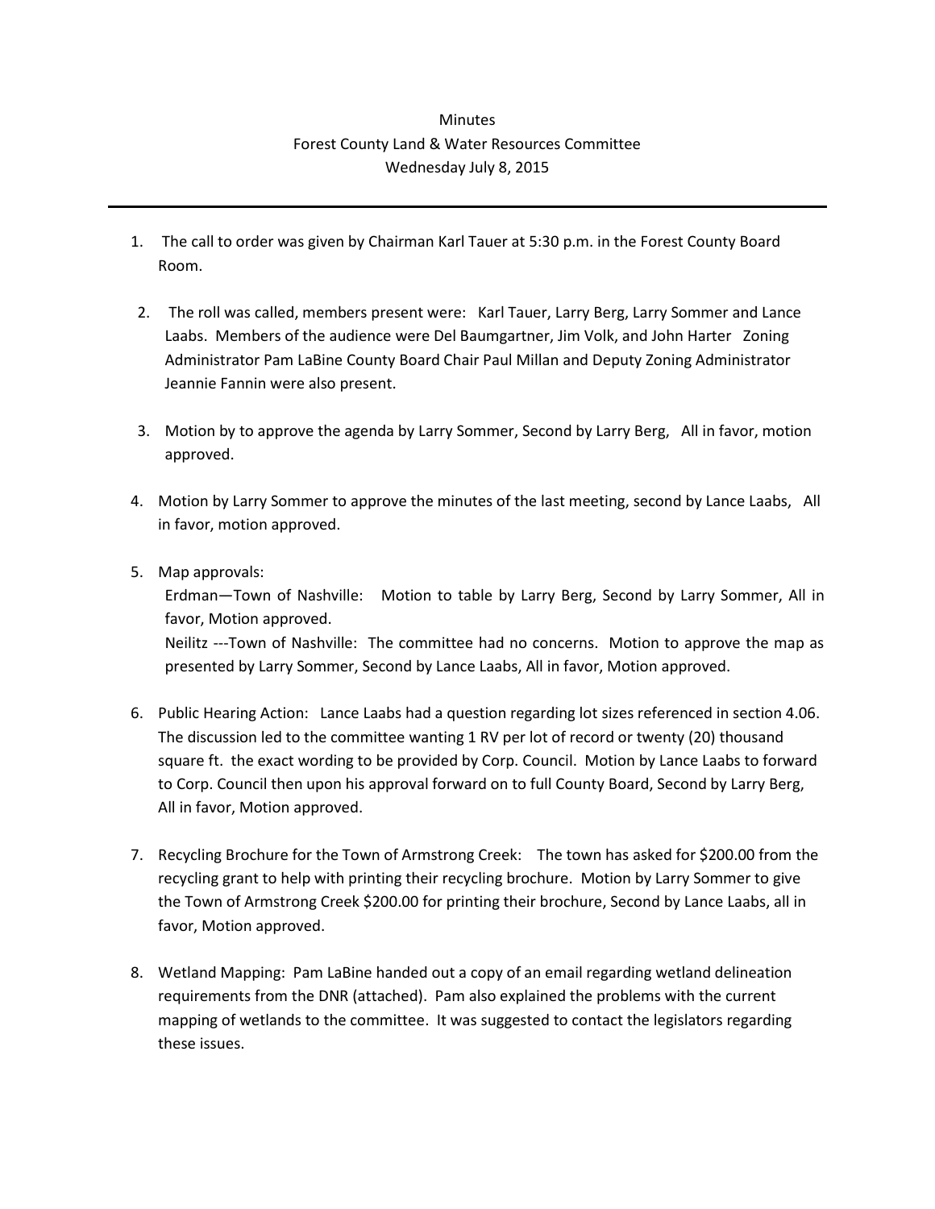Minutes

Forest County Land & Water Resources Committee

Wednesday July 8, 2015

---

1. The call to order was given by Chairman Karl Tauer at 5:30 p.m. in the Forest County Board Room.

2. The roll was called, members present were: Karl Tauer, Larry Berg, Larry Sommer and Lance Laabs. Members of the audience were Del Baumgartner, Jim Volk, and John Harter Zoning Administrator Pam LaBine County Board Chair Paul Millan and Deputy Zoning Administrator Jeannie Fannin were also present.

3. Motion by to approve the agenda by Larry Sommer, Second by Larry Berg, All in favor, motion approved.

4. Motion by Larry Sommer to approve the minutes of the last meeting, second by Lance Laabs, All in favor, motion approved.

5. Map approvals:
   Erdman—Town of Nashville: Motion to table by Larry Berg, Second by Larry Sommer, All in favor, Motion approved.
   Neilitz ---Town of Nashville: The committee had no concerns. Motion to approve the map as presented by Larry Sommer, Second by Lance Laabs, All in favor, Motion approved.

6. Public Hearing Action: Lance Laabs had a question regarding lot sizes referenced in section 4.06. The discussion led to the committee wanting 1 RV per lot of record or twenty (20) thousand square ft. the exact wording to be provided by Corp. Council. Motion by Lance Laabs to forward to Corp. Council then upon his approval forward on to full County Board, Second by Larry Berg, All in favor, Motion approved.

7. Recycling Brochure for the Town of Armstrong Creek: The town has asked for $200.00 from the recycling grant to help with printing their recycling brochure. Motion by Larry Sommer to give the Town of Armstrong Creek $200.00 for printing their brochure, Second by Lance Laabs, all in favor, Motion approved.

8. Wetland Mapping: Pam LaBine handed out a copy of an email regarding wetland delineation requirements from the DNR (attached). Pam also explained the problems with the current mapping of wetlands to the committee. It was suggested to contact the legislators regarding these issues.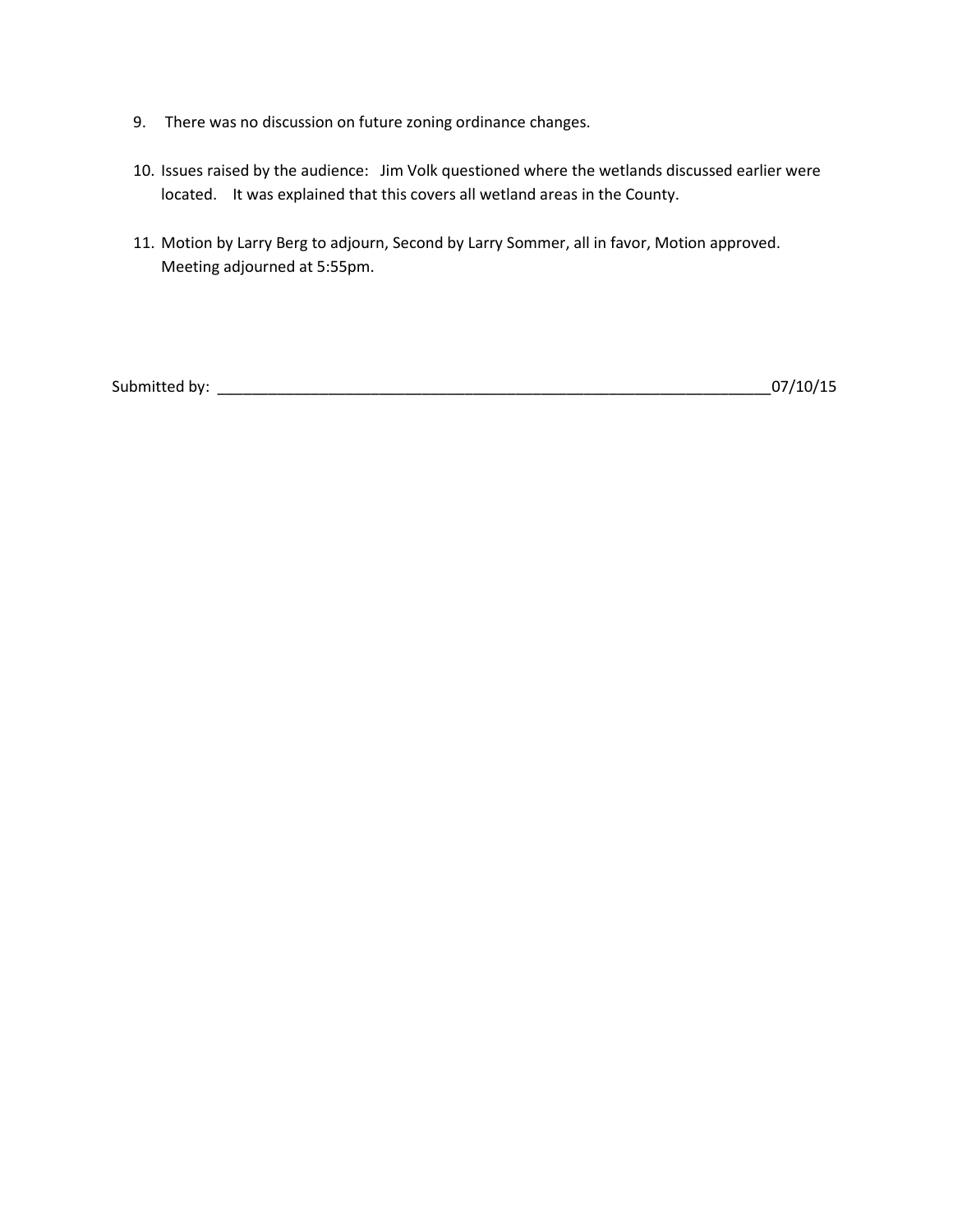9. There was no discussion on future zoning ordinance changes.

10. Issues raised by the audience: Jim Volk questioned where the wetlands discussed earlier were located. It was explained that this covers all wetland areas in the County.

11. Motion by Larry Berg to adjourn, Second by Larry Sommer, all in favor, Motion approved. Meeting adjourned at 5:55pm.

Submitted by: ____________________________________________________________________07/10/15